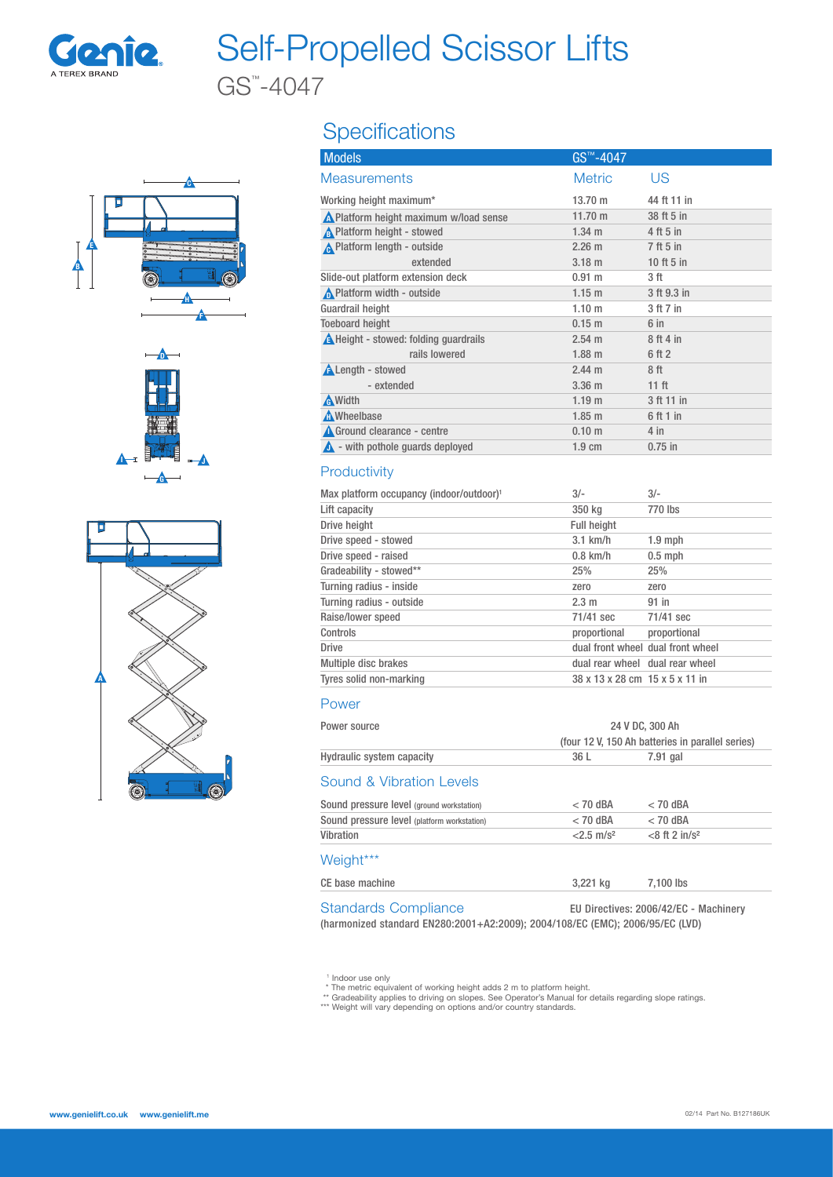Genie
A TEREX BRAND

# Self-Propelled Scissor Lifts

GS™-4047

## Specifications

| Models | GS™-4047 | |
|---|---|---|
| **Measurements** | **Metric** | **US** |
| Working height maximum* | 13.70 m | 44 ft 11 in |
| A Platform height maximum w/load sense | 11.70 m | 38 ft 5 in |
| B Platform height - stowed | 1.34 m | 4 ft 5 in |
| C Platform length - outside | 2.26 m | 7 ft 5 in |
| extended | 3.18 m | 10 ft 5 in |
| Slide-out platform extension deck | 0.91 m | 3 ft |
| D Platform width - outside | 1.15 m | 3 ft 9.3 in |
| Guardrail height | 1.10 m | 3 ft 7 in |
| Toeboard height | 0.15 m | 6 in |
| E Height - stowed: folding guardrails | 2.54 m | 8 ft 4 in |
| rails lowered | 1.88 m | 6 ft 2 |
| F Length - stowed | 2.44 m | 8 ft |
| - extended | 3.36 m | 11 ft |
| G Width | 1.19 m | 3 ft 11 in |
| H Wheelbase | 1.85 m | 6 ft 1 in |
| I Ground clearance - centre | 0.10 m | 4 in |
| J - with pothole guards deployed | 1.9 cm | 0.75 in |

### Productivity

| | | |
|---|---|---|
| Max platform occupancy (indoor/outdoor)[1] | 3/- | 3/- |
| Lift capacity | 350 kg | 770 lbs |
| Drive height | Full height | |
| Drive speed - stowed | 3.1 km/h | 1.9 mph |
| Drive speed - raised | 0.8 km/h | 0.5 mph |
| Gradeability - stowed** | 25% | 25% |
| Turning radius - inside | zero | zero |
| Turning radius - outside | 2.3 m | 91 in |
| Raise/lower speed | 71/41 sec | 71/41 sec |
| Controls | proportional | proportional |
| Drive | dual front wheel | dual front wheel |
| Multiple disc brakes | dual rear wheel | dual rear wheel |
| Tyres solid non-marking | 38 x 13 x 28 cm | 15 x 5 x 11 in |

### Power

| | | |
|---|---|---|
| Power source | 24 V DC, 300 Ah (four 12 V, 150 Ah batteries in parallel series) | |
| Hydraulic system capacity | 36 L | 7.91 gal |

### Sound & Vibration Levels

| | | |
|---|---|---|
| Sound pressure level (ground workstation) | < 70 dBA | < 70 dBA |
| Sound pressure level (platform workstation) | < 70 dBA | < 70 dBA |
| Vibration | <2.5 m/s² | <8 ft 2 in/s² |

### Weight***

| | | |
|---|---|---|
| CE base machine | 3,221 kg | 7,100 lbs |

### Standards Compliance

EU Directives: 2006/42/EC - Machinery (harmonized standard EN280:2001+A2:2009); 2004/108/EC (EMC); 2006/95/EC (LVD)

[1] Indoor use only
\* The metric equivalent of working height adds 2 m to platform height.
\*\* Gradeability applies to driving on slopes. See Operator's Manual for details regarding slope ratings.
\*\*\* Weight will vary depending on options and/or country standards.

www.genielift.co.uk www.genielift.me

02/14 Part No. B127186UK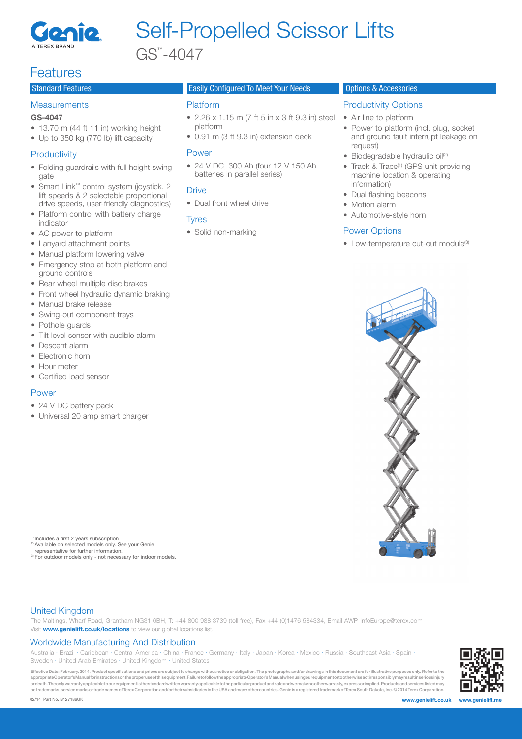# Self-Propelled Scissor Lifts

## GS™-4047

# Features

## Standard Features

### Measurements

**GS-4047**

- 13.70 m (44 ft 11 in) working height
- Up to 350 kg (770 lb) lift capacity

### Productivity

- Folding guardrails with full height swing gate
- Smart Link™ control system (joystick, 2 lift speeds & 2 selectable proportional drive speeds, user-friendly diagnostics)
- Platform control with battery charge indicator
- AC power to platform
- Lanyard attachment points
- Manual platform lowering valve
- Emergency stop at both platform and ground controls
- Rear wheel multiple disc brakes
- Front wheel hydraulic dynamic braking
- Manual brake release
- Swing-out component trays
- Pothole guards
- Tilt level sensor with audible alarm
- Descent alarm
- Electronic horn
- Hour meter
- Certified load sensor

### Power

- 24 V DC battery pack
- Universal 20 amp smart charger

## Easily Configured To Meet Your Needs

### Platform

- 2.26 x 1.15 m (7 ft 5 in x 3 ft 9.3 in) steel platform
- 0.91 m (3 ft 9.3 in) extension deck

### Power

- 24 V DC, 300 Ah (four 12 V 150 Ah batteries in parallel series)

### Drive

- Dual front wheel drive

### Tyres

- Solid non-marking

## Options & Accessories

### Productivity Options

- Air line to platform
- Power to platform (incl. plug, socket and ground fault interrupt leakage on request)
- Biodegradable hydraulic oil[2]
- Track & Trace[1] (GPS unit providing machine location & operating information)
- Dual flashing beacons
- Motion alarm
- Automotive-style horn

### Power Options

- Low-temperature cut-out module[3]

[1] Includes a first 2 years subscription
[2] Available on selected models only. See your Genie representative for further information.
[3] For outdoor models only - not necessary for indoor models.

## United Kingdom

The Maltings, Wharf Road, Grantham NG31 6BH, T: +44 800 988 3739 (toll free), Fax +44 (0)1476 584334, Email AWP-InfoEurope@terex.com
Visit **www.genielift.co.uk/locations** to view our global locations list.

## Worldwide Manufacturing And Distribution

Australia · Brazil · Caribbean · Central America · China · France · Germany · Italy · Japan · Korea · Mexico · Russia · Southeast Asia · Spain · Sweden · United Arab Emirates · United Kingdom · United States

Effective Date: February, 2014. Product specifications and prices are subject to change without notice or obligation. The photographs and/or drawings in this document are for illustrative purposes only. Refer to the appropriate Operator's Manual for instructions on the proper use of this equipment. Failure to follow the appropriate Operator's Manual when using our equipment or to otherwise act irresponsibly may result in serious injury or death. The only warranty applicable to our equipment is the standard written warranty applicable to the particular product and sale and we make no other warranty, express or implied. Products and services listed may be trademarks, service marks or trade names of Terex Corporation and/or their subsidiaries in the USA and many other countries. Genie is a registered trademark of Terex South Dakota, Inc. © 2014 Terex Corporation.

02/14 Part No. B127186UK

www.genielift.co.uk www.genielift.me